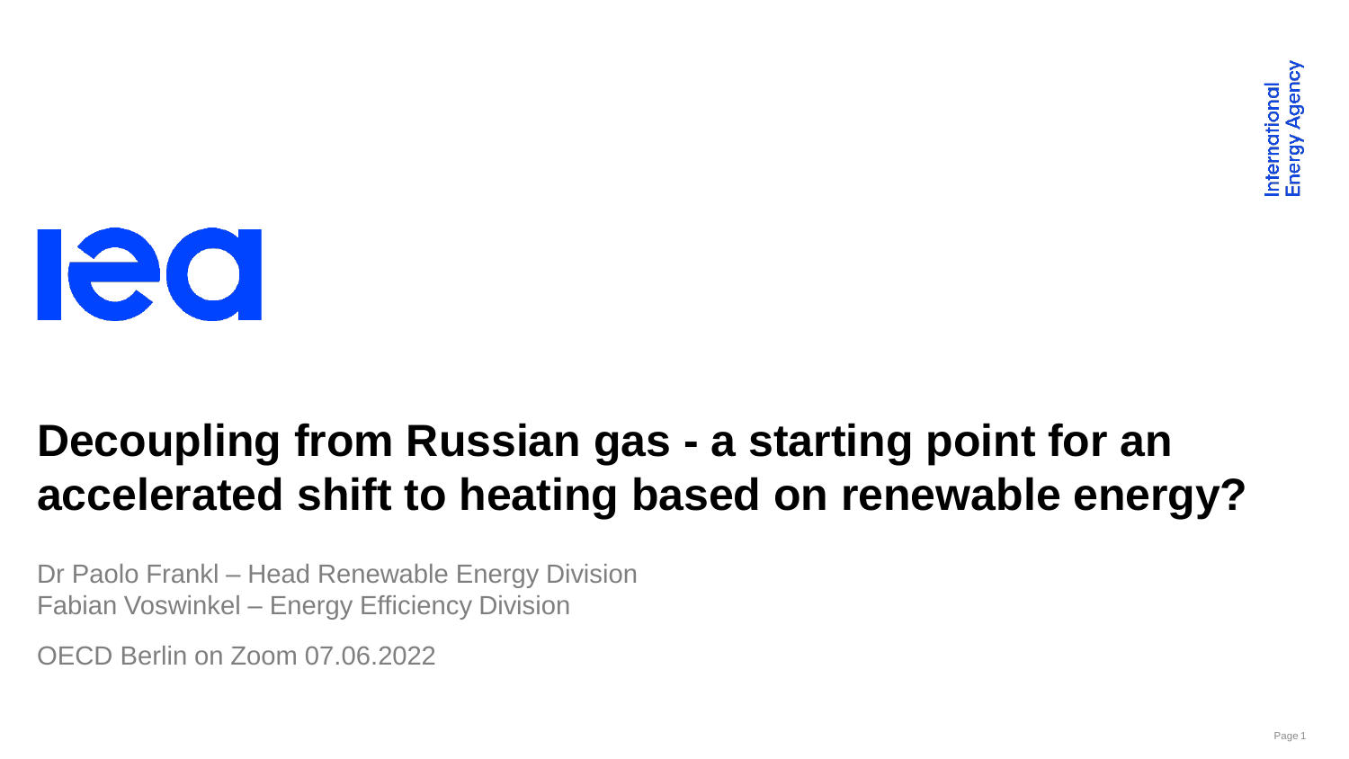International Energy Agency

iea

# Decoupling from Russian gas - a starting point for an accelerated shift to heating based on renewable energy?

Dr Paolo Frankl – Head Renewable Energy Division
Fabian Voswinkel – Energy Efficiency Division

OECD Berlin on Zoom 07.06.2022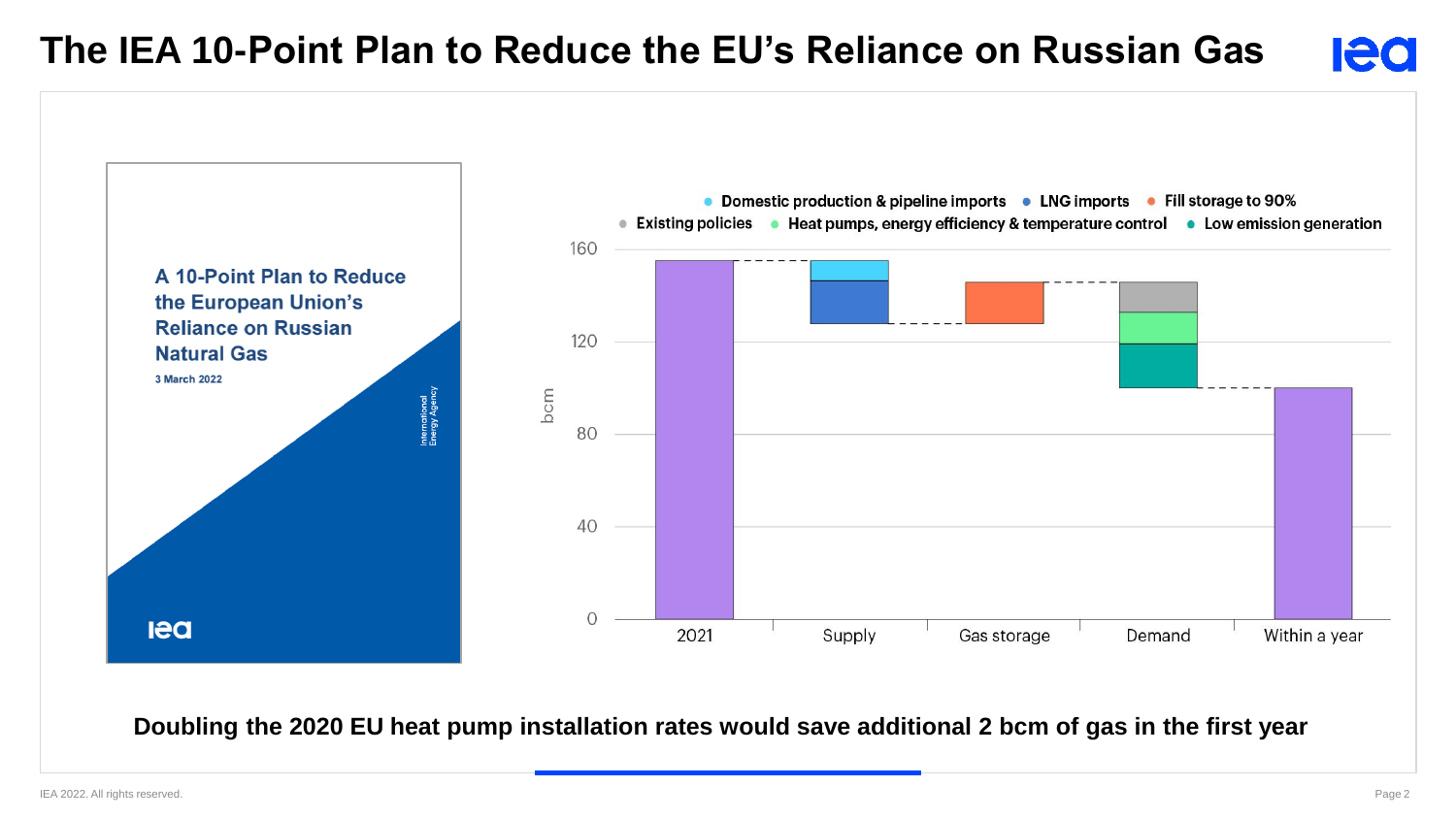# The IEA 10-Point Plan to Reduce the EU's Reliance on Russian Gas

A 10-Point Plan to Reduce the European Union's Reliance on Russian Natural Gas

3 March 2022

- Domestic production & pipeline imports
- LNG imports
- Fill storage to 90%
- Existing policies
- Heat pumps, energy efficiency & temperature control
- Low emission generation

bcm

2021 | Supply | Gas storage | Demand | Within a year

**Doubling the 2020 EU heat pump installation rates would save additional 2 bcm of gas in the first year**

IEA 2022. All rights reserved.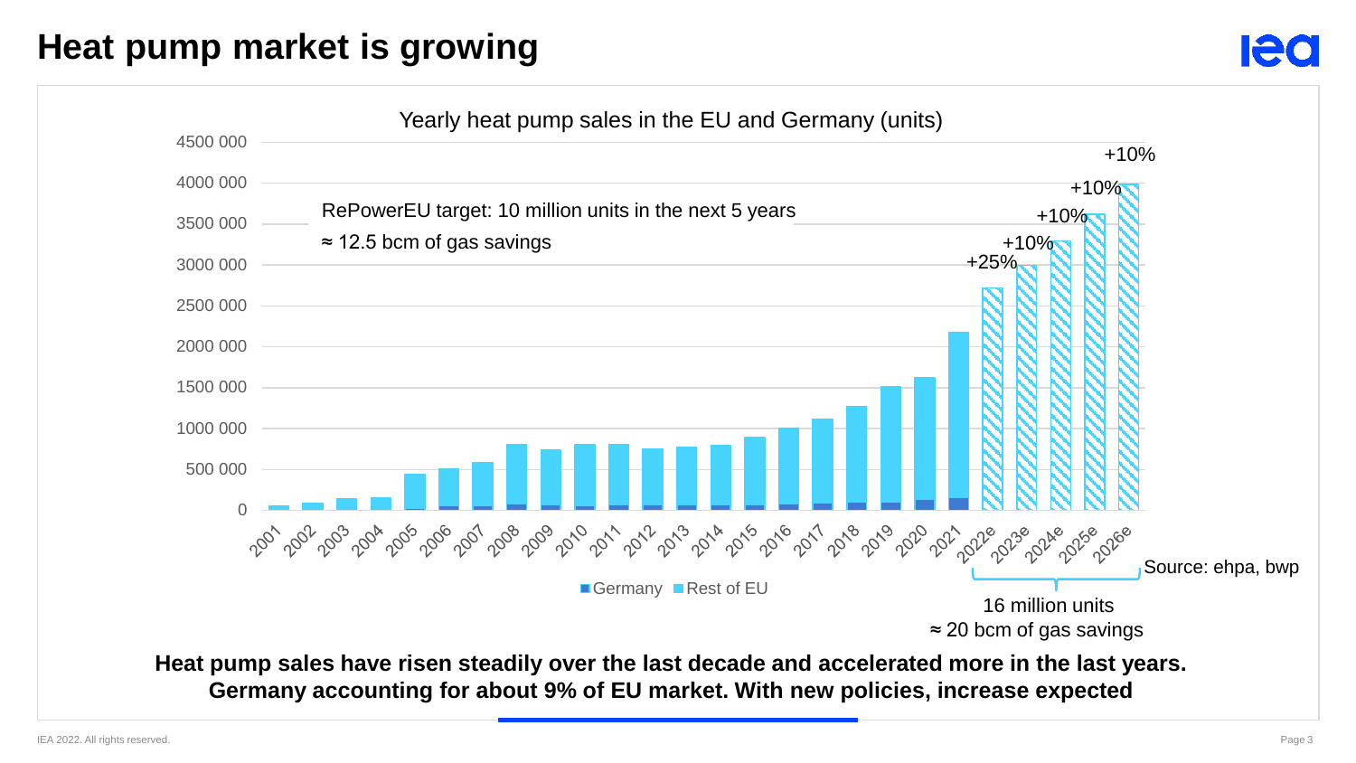# Heat pump market is growing

Yearly heat pump sales in the EU and Germany (units)

4500 000
4000 000
3500 000
3000 000
2500 000
2000 000
1500 000
1000 000
500 000
0

RePowerEU target: 10 million units in the next 5 years
≈ 12.5 bcm of gas savings

+25%
+10%
+10%
+10%
+10%

2001 2002 2003 2004 2005 2006 2007 2008 2009 2010 2011 2012 2013 2014 2015 2016 2017 2018 2019 2020 2021 2022e 2023e 2024e 2025e 2026e

Germany
Rest of EU

16 million units
≈ 20 bcm of gas savings

Source: ehpa, bwp

**Heat pump sales have risen steadily over the last decade and accelerated more in the last years. Germany accounting for about 9% of EU market. With new policies, increase expected**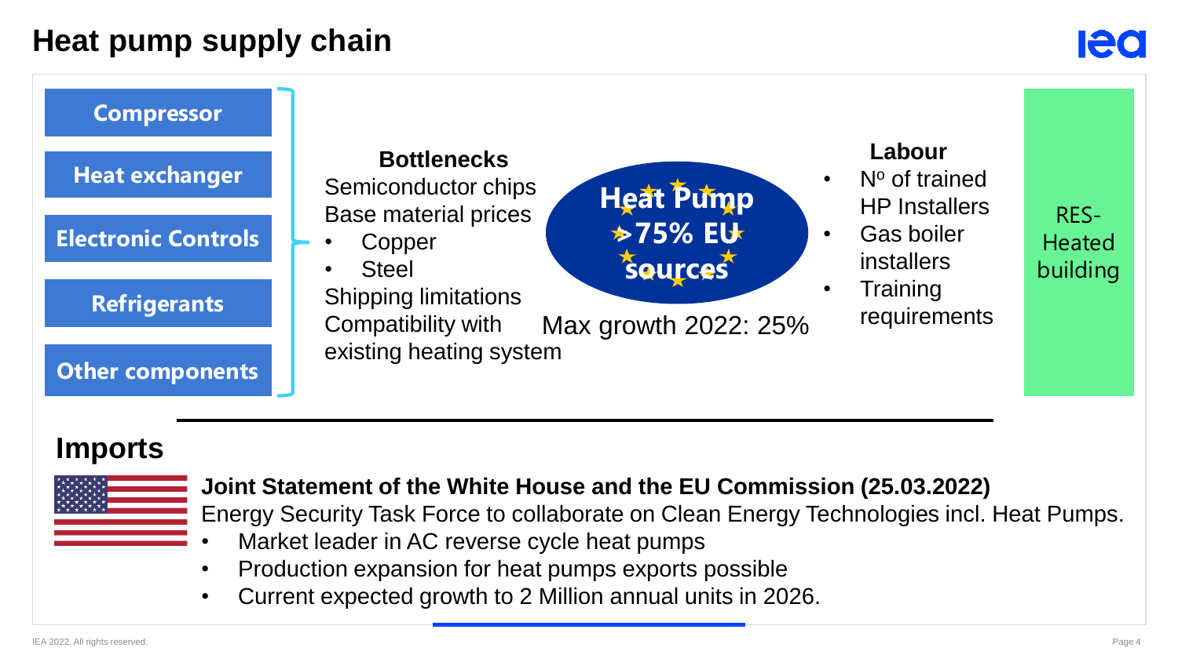# Heat pump supply chain

Compressor

Heat exchanger

Electronic Controls

Refrigerants

Other components

**Bottlenecks**

Semiconductor chips

Base material prices

- Copper
- Steel

Shipping limitations

Compatibility with existing heating system

Heat Pump
>75% EU sources

Max growth 2022: 25%

**Labour**

- Nº of trained HP Installers
- Gas boiler installers
- Training requirements

RES-Heated building

## Imports

**Joint Statement of the White House and the EU Commission (25.03.2022)**

Energy Security Task Force to collaborate on Clean Energy Technologies incl. Heat Pumps.

- Market leader in AC reverse cycle heat pumps
- Production expansion for heat pumps exports possible
- Current expected growth to 2 Million annual units in 2026.

IEA 2022. All rights reserved.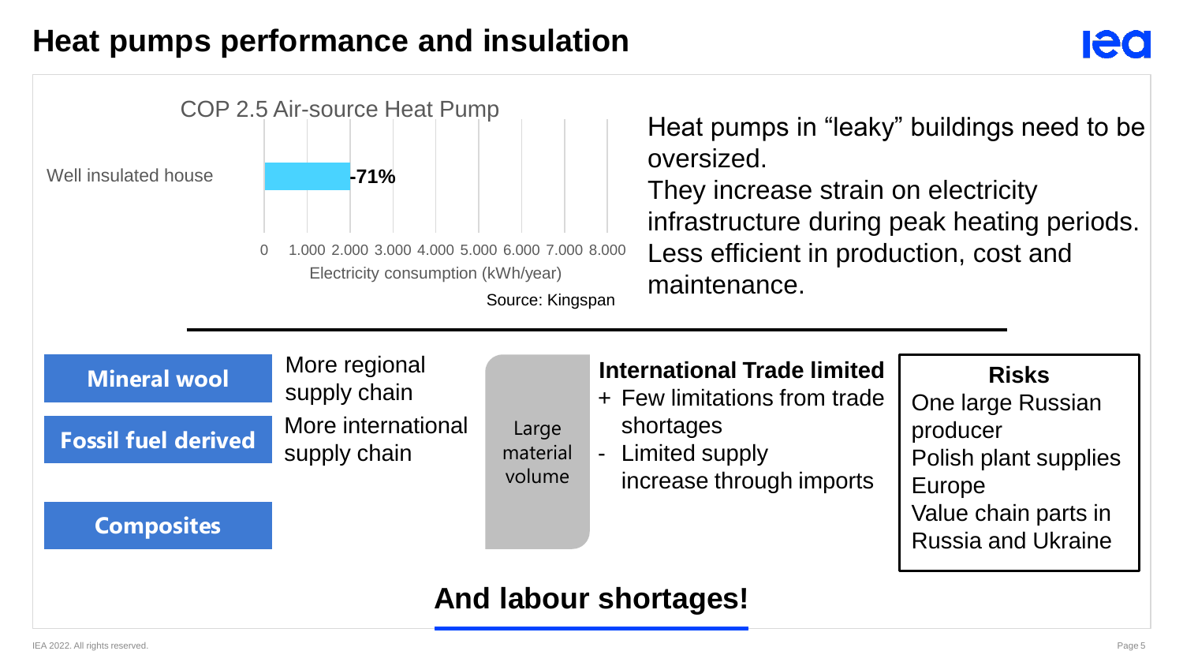# Heat pumps performance and insulation

COP 2.5 Air-source Heat Pump

Well insulated house

-71%

0 1.000 2.000 3.000 4.000 5.000 6.000 7.000 8.000

Electricity consumption (kWh/year)

Source: Kingspan

Heat pumps in "leaky" buildings need to be oversized.
They increase strain on electricity infrastructure during peak heating periods.
Less efficient in production, cost and maintenance.

**Mineral wool** — More regional supply chain

**Fossil fuel derived** — More international supply chain

**Composites**

Large material volume

**International Trade limited**

+ Few limitations from trade shortages
- Limited supply increase through imports

**Risks**

One large Russian producer
Polish plant supplies Europe
Value chain parts in Russia and Ukraine

## And labour shortages!

IEA 2022. All rights reserved.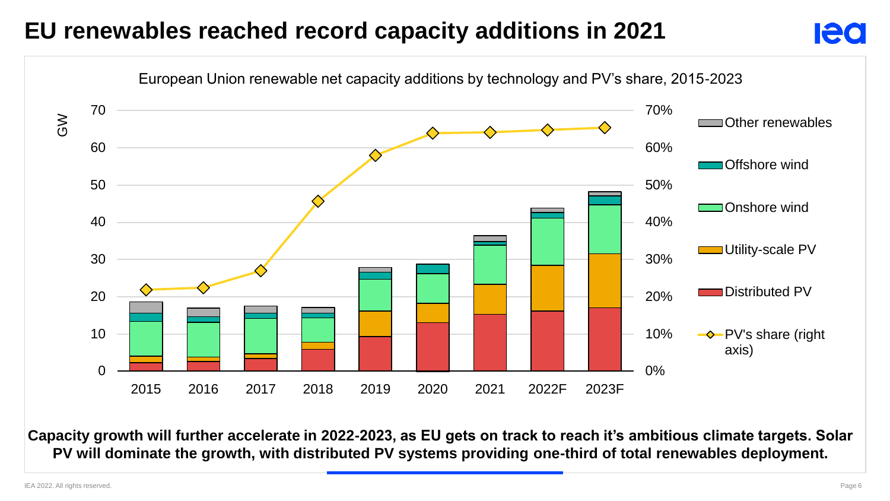# EU renewables reached record capacity additions in 2021

European Union renewable net capacity additions by technology and PV's share, 2015-2023

GW

70
60
50
40
30
20
10
0

70%
60%
50%
40%
30%
20%
10%
0%

2015
2016
2017
2018
2019
2020
2021
2022F
2023F

Other renewables
Offshore wind
Onshore wind
Utility-scale PV
Distributed PV
PV's share (right axis)

**Capacity growth will further accelerate in 2022-2023, as EU gets on track to reach it's ambitious climate targets. Solar PV will dominate the growth, with distributed PV systems providing one-third of total renewables deployment.**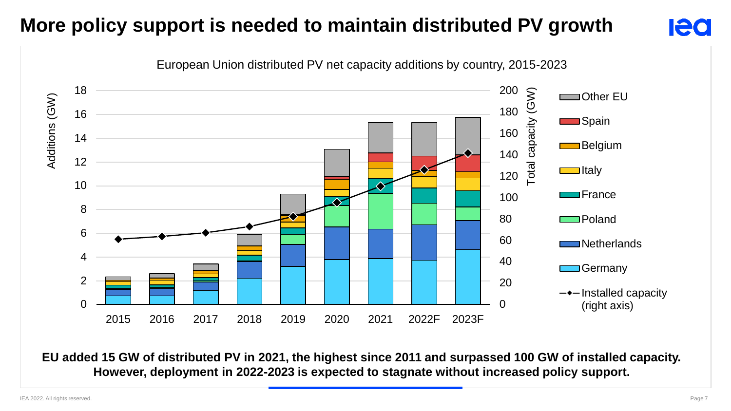# More policy support is needed to maintain distributed PV growth

European Union distributed PV net capacity additions by country, 2015-2023

Additions (GW)

0
2
4
6
8
10
12
14
16
18

Total capacity (GW)

0
20
40
60
80
100
120
140
160
180
200

2015 2016 2017 2018 2019 2020 2021 2022F 2023F

Other EU
Spain
Belgium
Italy
France
Poland
Netherlands
Germany
Installed capacity (right axis)

**EU added 15 GW of distributed PV in 2021, the highest since 2011 and surpassed 100 GW of installed capacity. However, deployment in 2022-2023 is expected to stagnate without increased policy support.**

IEA 2022. All rights reserved.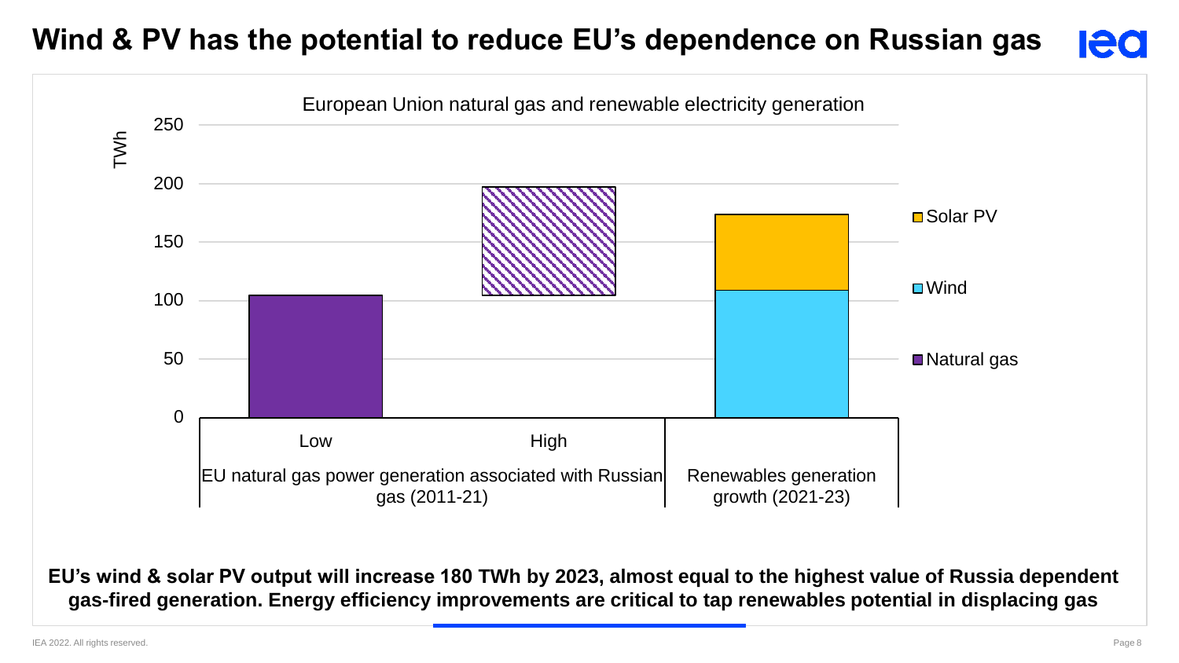# Wind & PV has the potential to reduce EU's dependence on Russian gas

European Union natural gas and renewable electricity generation

TWh

250

200

150

100

50

0

Low

High

EU natural gas power generation associated with Russian gas (2011-21)

Renewables generation growth (2021-23)

Solar PV

Wind

Natural gas

**EU's wind & solar PV output will increase 180 TWh by 2023, almost equal to the highest value of Russia dependent gas-fired generation. Energy efficiency improvements are critical to tap renewables potential in displacing gas**

IEA 2022. All rights reserved.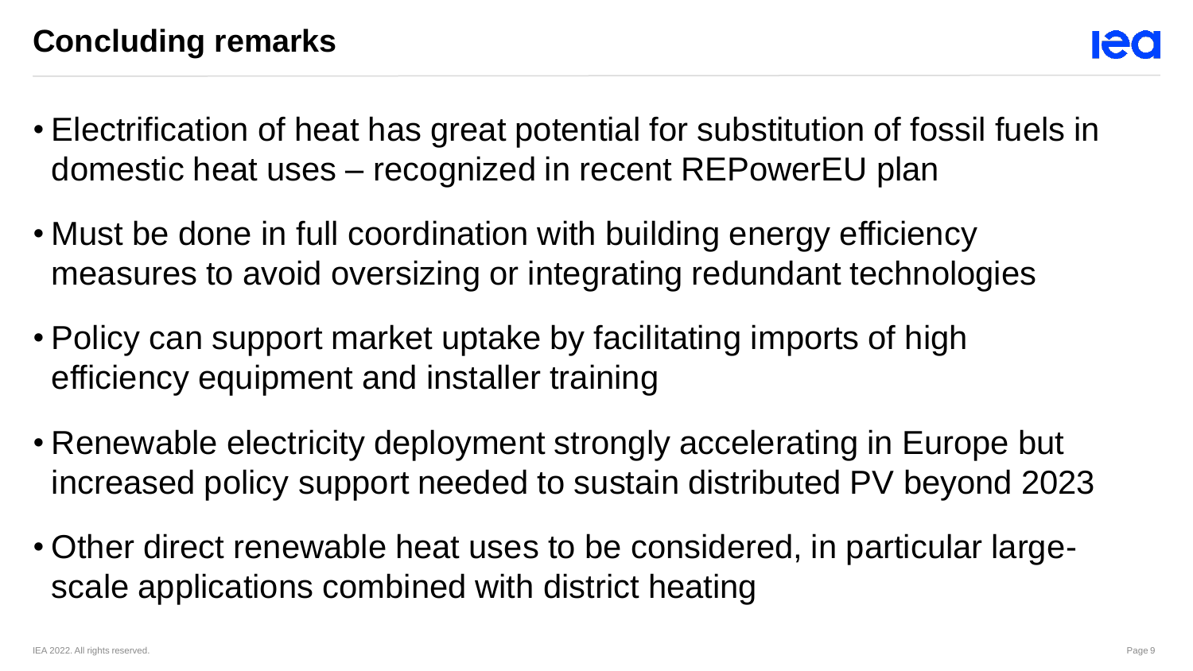# Concluding remarks

- Electrification of heat has great potential for substitution of fossil fuels in domestic heat uses – recognized in recent REPowerEU plan
- Must be done in full coordination with building energy efficiency measures to avoid oversizing or integrating redundant technologies
- Policy can support market uptake by facilitating imports of high efficiency equipment and installer training
- Renewable electricity deployment strongly accelerating in Europe but increased policy support needed to sustain distributed PV beyond 2023
- Other direct renewable heat uses to be considered, in particular large-scale applications combined with district heating